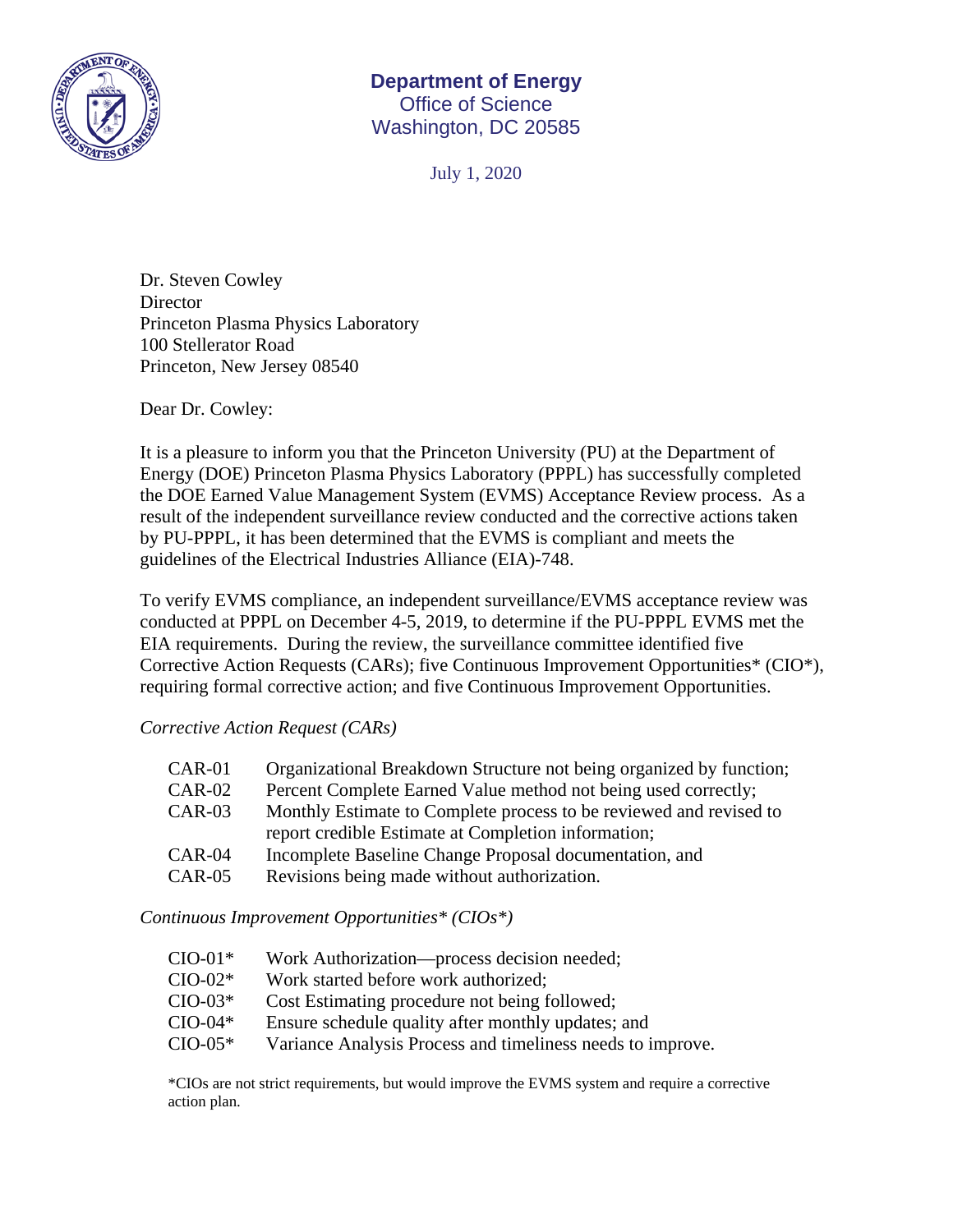**Department of Energy**
Office of Science
Washington, DC 20585

July 1, 2020

Dr. Steven Cowley
Director
Princeton Plasma Physics Laboratory
100 Stellerator Road
Princeton, New Jersey 08540

Dear Dr. Cowley:

It is a pleasure to inform you that the Princeton University (PU) at the Department of Energy (DOE) Princeton Plasma Physics Laboratory (PPPL) has successfully completed the DOE Earned Value Management System (EVMS) Acceptance Review process. As a result of the independent surveillance review conducted and the corrective actions taken by PU-PPPL, it has been determined that the EVMS is compliant and meets the guidelines of the Electrical Industries Alliance (EIA)-748.

To verify EVMS compliance, an independent surveillance/EVMS acceptance review was conducted at PPPL on December 4-5, 2019, to determine if the PU-PPPL EVMS met the EIA requirements. During the review, the surveillance committee identified five Corrective Action Requests (CARs); five Continuous Improvement Opportunities* (CIO*), requiring formal corrective action; and five Continuous Improvement Opportunities.

*Corrective Action Request (CARs)*

- CAR-01 Organizational Breakdown Structure not being organized by function;
- CAR-02 Percent Complete Earned Value method not being used correctly;
- CAR-03 Monthly Estimate to Complete process to be reviewed and revised to report credible Estimate at Completion information;
- CAR-04 Incomplete Baseline Change Proposal documentation, and
- CAR-05 Revisions being made without authorization.

*Continuous Improvement Opportunities* (CIOs*)*

- CIO-01* Work Authorization—process decision needed;
- CIO-02* Work started before work authorized;
- CIO-03* Cost Estimating procedure not being followed;
- CIO-04* Ensure schedule quality after monthly updates; and
- CIO-05* Variance Analysis Process and timeliness needs to improve.

*CIOs are not strict requirements, but would improve the EVMS system and require a corrective action plan.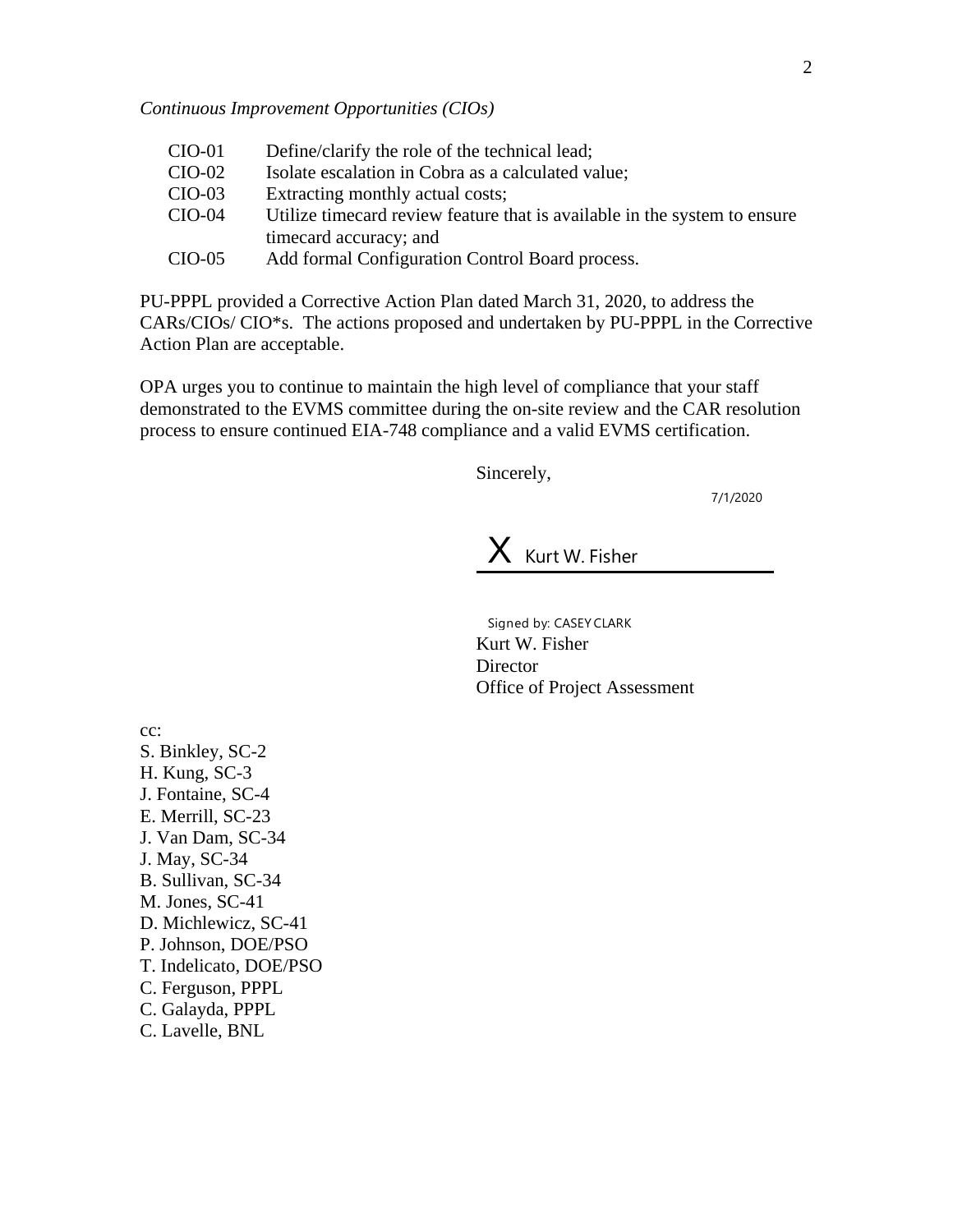*Continuous Improvement Opportunities (CIOs)*

| | |
|---|---|
| CIO-01 | Define/clarify the role of the technical lead; |
| CIO-02 | Isolate escalation in Cobra as a calculated value; |
| CIO-03 | Extracting monthly actual costs; |
| CIO-04 | Utilize timecard review feature that is available in the system to ensure timecard accuracy; and |
| CIO-05 | Add formal Configuration Control Board process. |

PU-PPPL provided a Corrective Action Plan dated March 31, 2020, to address the CARs/CIOs/ CIO*s. The actions proposed and undertaken by PU-PPPL in the Corrective Action Plan are acceptable.

OPA urges you to continue to maintain the high level of compliance that your staff demonstrated to the EVMS committee during the on-site review and the CAR resolution process to ensure continued EIA-748 compliance and a valid EVMS certification.

Sincerely,

7/1/2020

X Kurt W. Fisher

Signed by: CASEY CLARK

Kurt W. Fisher
Director
Office of Project Assessment

cc:
S. Binkley, SC-2
H. Kung, SC-3
J. Fontaine, SC-4
E. Merrill, SC-23
J. Van Dam, SC-34
J. May, SC-34
B. Sullivan, SC-34
M. Jones, SC-41
D. Michlewicz, SC-41
P. Johnson, DOE/PSO
T. Indelicato, DOE/PSO
C. Ferguson, PPPL
C. Galayda, PPPL
C. Lavelle, BNL